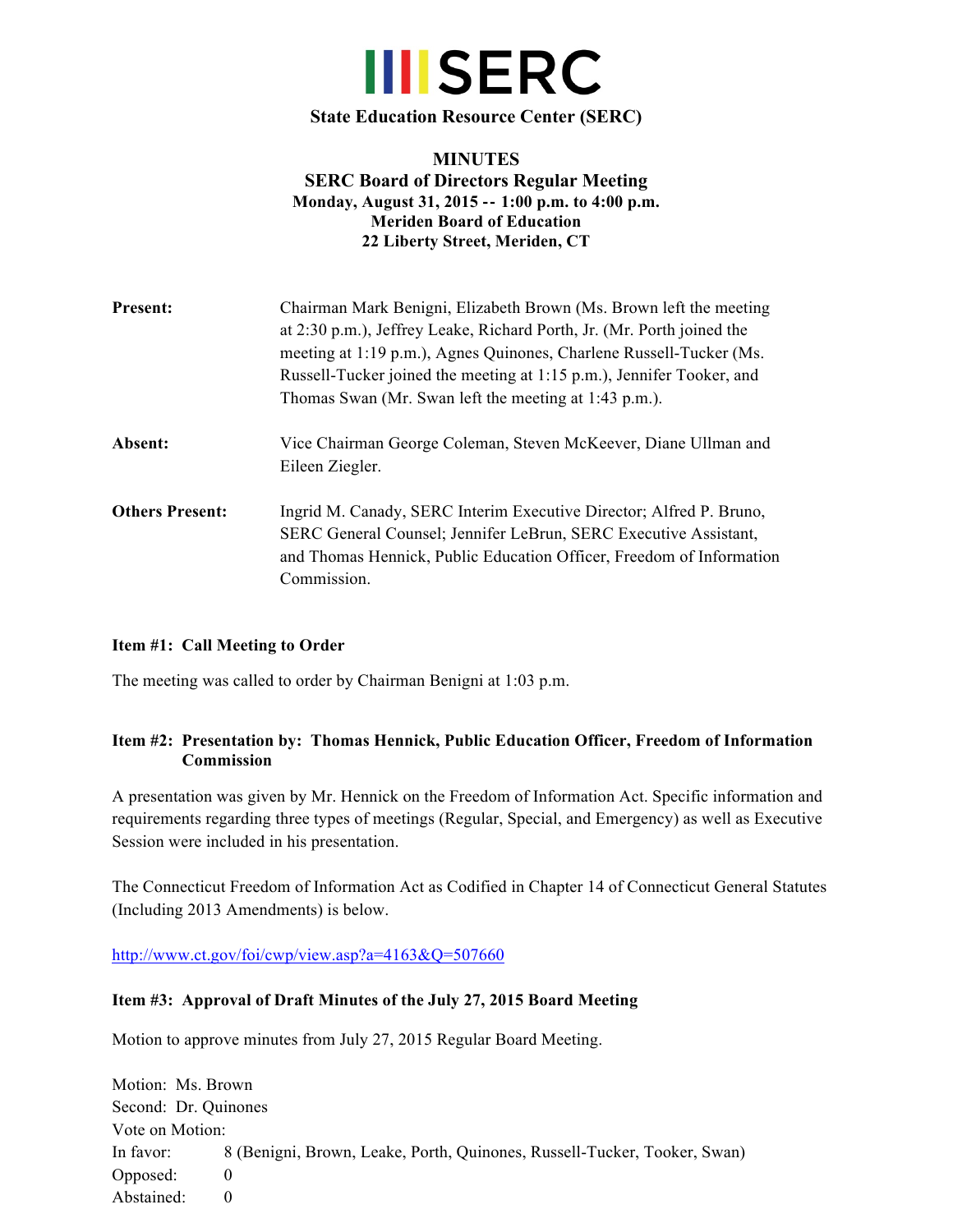# SERC

**State Education Resource Center (SERC)**

**MINUTES**
**SERC Board of Directors Regular Meeting**
**Monday, August 31, 2015 -- 1:00 p.m. to 4:00 p.m.**
**Meriden Board of Education**
**22 Liberty Street, Meriden, CT**

| | |
|---|---|
| **Present:** | Chairman Mark Benigni, Elizabeth Brown (Ms. Brown left the meeting at 2:30 p.m.), Jeffrey Leake, Richard Porth, Jr. (Mr. Porth joined the meeting at 1:19 p.m.), Agnes Quinones, Charlene Russell-Tucker (Ms. Russell-Tucker joined the meeting at 1:15 p.m.), Jennifer Tooker, and Thomas Swan (Mr. Swan left the meeting at 1:43 p.m.). |
| **Absent:** | Vice Chairman George Coleman, Steven McKeever, Diane Ullman and Eileen Ziegler. |
| **Others Present:** | Ingrid M. Canady, SERC Interim Executive Director; Alfred P. Bruno, SERC General Counsel; Jennifer LeBrun, SERC Executive Assistant, and Thomas Hennick, Public Education Officer, Freedom of Information Commission. |

**Item #1: Call Meeting to Order**

The meeting was called to order by Chairman Benigni at 1:03 p.m.

**Item #2: Presentation by: Thomas Hennick, Public Education Officer, Freedom of Information Commission**

A presentation was given by Mr. Hennick on the Freedom of Information Act. Specific information and requirements regarding three types of meetings (Regular, Special, and Emergency) as well as Executive Session were included in his presentation.

The Connecticut Freedom of Information Act as Codified in Chapter 14 of Connecticut General Statutes (Including 2013 Amendments) is below.

http://www.ct.gov/foi/cwp/view.asp?a=4163&Q=507660

**Item #3: Approval of Draft Minutes of the July 27, 2015 Board Meeting**

Motion to approve minutes from July 27, 2015 Regular Board Meeting.

Motion: Ms. Brown
Second: Dr. Quinones
Vote on Motion:
In favor: 8 (Benigni, Brown, Leake, Porth, Quinones, Russell-Tucker, Tooker, Swan)
Opposed: 0
Abstained: 0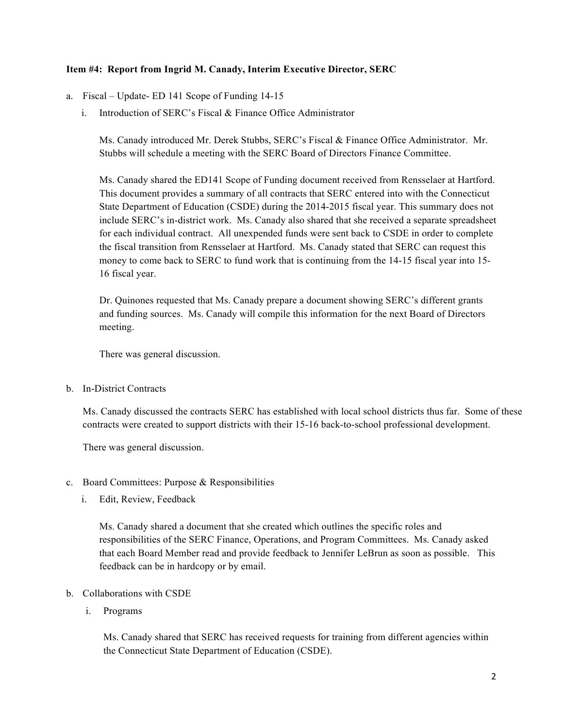**Item #4: Report from Ingrid M. Canady, Interim Executive Director, SERC**

a. Fiscal – Update- ED 141 Scope of Funding 14-15

   i. Introduction of SERC's Fiscal & Finance Office Administrator

   Ms. Canady introduced Mr. Derek Stubbs, SERC's Fiscal & Finance Office Administrator. Mr. Stubbs will schedule a meeting with the SERC Board of Directors Finance Committee.

   Ms. Canady shared the ED141 Scope of Funding document received from Rensselaer at Hartford. This document provides a summary of all contracts that SERC entered into with the Connecticut State Department of Education (CSDE) during the 2014-2015 fiscal year. This summary does not include SERC's in-district work. Ms. Canady also shared that she received a separate spreadsheet for each individual contract. All unexpended funds were sent back to CSDE in order to complete the fiscal transition from Rensselaer at Hartford. Ms. Canady stated that SERC can request this money to come back to SERC to fund work that is continuing from the 14-15 fiscal year into 15-16 fiscal year.

   Dr. Quinones requested that Ms. Canady prepare a document showing SERC's different grants and funding sources. Ms. Canady will compile this information for the next Board of Directors meeting.

   There was general discussion.

b. In-District Contracts

   Ms. Canady discussed the contracts SERC has established with local school districts thus far. Some of these contracts were created to support districts with their 15-16 back-to-school professional development.

   There was general discussion.

c. Board Committees: Purpose & Responsibilities

   i. Edit, Review, Feedback

   Ms. Canady shared a document that she created which outlines the specific roles and responsibilities of the SERC Finance, Operations, and Program Committees. Ms. Canady asked that each Board Member read and provide feedback to Jennifer LeBrun as soon as possible. This feedback can be in hardcopy or by email.

b. Collaborations with CSDE

   i. Programs

   Ms. Canady shared that SERC has received requests for training from different agencies within the Connecticut State Department of Education (CSDE).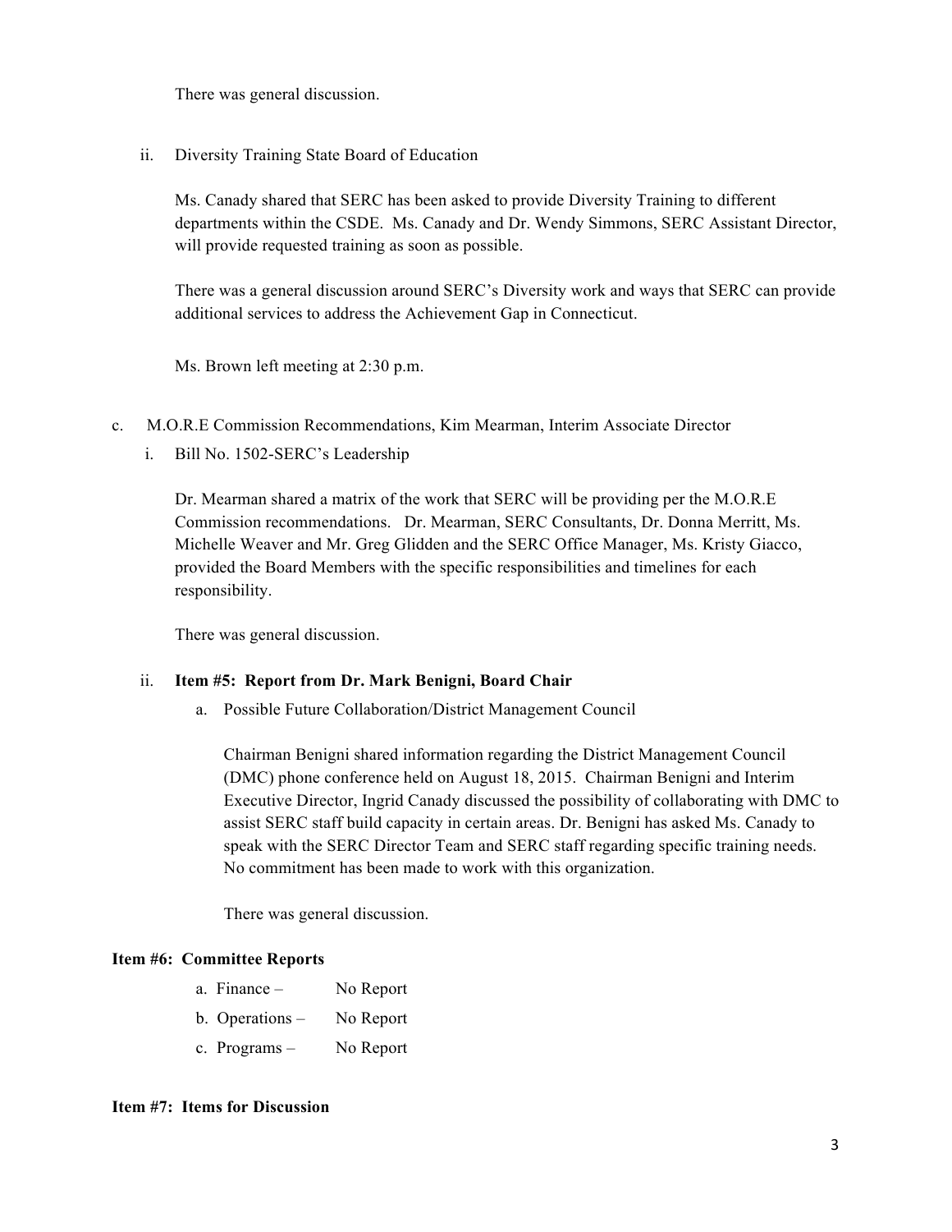There was general discussion.

ii. Diversity Training State Board of Education

Ms. Canady shared that SERC has been asked to provide Diversity Training to different departments within the CSDE. Ms. Canady and Dr. Wendy Simmons, SERC Assistant Director, will provide requested training as soon as possible.

There was a general discussion around SERC's Diversity work and ways that SERC can provide additional services to address the Achievement Gap in Connecticut.

Ms. Brown left meeting at 2:30 p.m.

c. M.O.R.E Commission Recommendations, Kim Mearman, Interim Associate Director

i. Bill No. 1502-SERC's Leadership

Dr. Mearman shared a matrix of the work that SERC will be providing per the M.O.R.E Commission recommendations. Dr. Mearman, SERC Consultants, Dr. Donna Merritt, Ms. Michelle Weaver and Mr. Greg Glidden and the SERC Office Manager, Ms. Kristy Giacco, provided the Board Members with the specific responsibilities and timelines for each responsibility.

There was general discussion.

ii. **Item #5: Report from Dr. Mark Benigni, Board Chair**

a. Possible Future Collaboration/District Management Council

Chairman Benigni shared information regarding the District Management Council (DMC) phone conference held on August 18, 2015. Chairman Benigni and Interim Executive Director, Ingrid Canady discussed the possibility of collaborating with DMC to assist SERC staff build capacity in certain areas. Dr. Benigni has asked Ms. Canady to speak with the SERC Director Team and SERC staff regarding specific training needs. No commitment has been made to work with this organization.

There was general discussion.

**Item #6: Committee Reports**

a. Finance – No Report

b. Operations – No Report

c. Programs – No Report

**Item #7: Items for Discussion**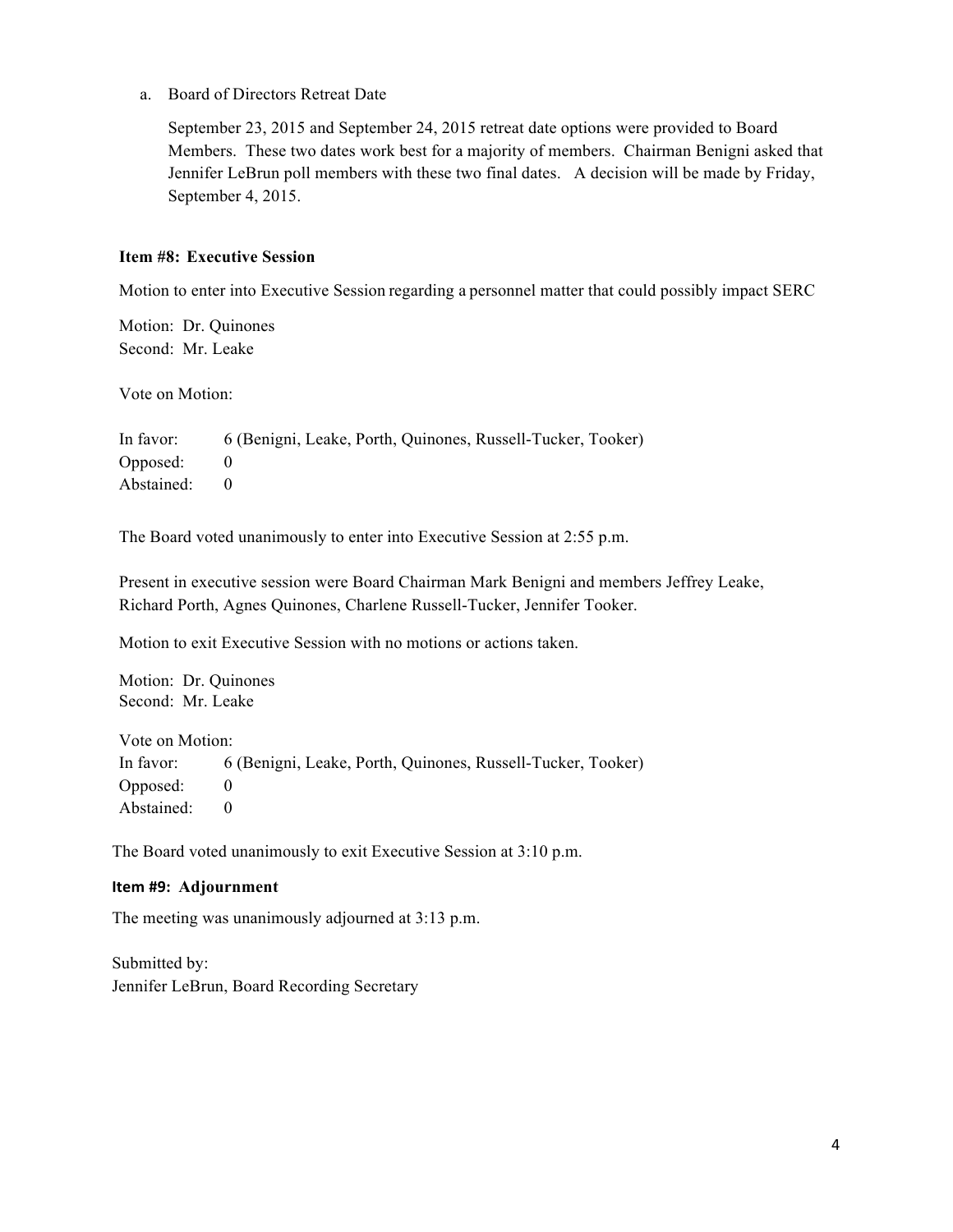a. Board of Directors Retreat Date

September 23, 2015 and September 24, 2015 retreat date options were provided to Board Members. These two dates work best for a majority of members. Chairman Benigni asked that Jennifer LeBrun poll members with these two final dates. A decision will be made by Friday, September 4, 2015.

**Item #8: Executive Session**

Motion to enter into Executive Session regarding a personnel matter that could possibly impact SERC

Motion: Dr. Quinones
Second: Mr. Leake

Vote on Motion:

| | |
|---|---|
| In favor: | 6 (Benigni, Leake, Porth, Quinones, Russell-Tucker, Tooker) |
| Opposed: | 0 |
| Abstained: | 0 |

The Board voted unanimously to enter into Executive Session at 2:55 p.m.

Present in executive session were Board Chairman Mark Benigni and members Jeffrey Leake, Richard Porth, Agnes Quinones, Charlene Russell-Tucker, Jennifer Tooker.

Motion to exit Executive Session with no motions or actions taken.

Motion: Dr. Quinones
Second: Mr. Leake

Vote on Motion:

| | |
|---|---|
| In favor: | 6 (Benigni, Leake, Porth, Quinones, Russell-Tucker, Tooker) |
| Opposed: | 0 |
| Abstained: | 0 |

The Board voted unanimously to exit Executive Session at 3:10 p.m.

**Item #9: Adjournment**

The meeting was unanimously adjourned at 3:13 p.m.

Submitted by:
Jennifer LeBrun, Board Recording Secretary